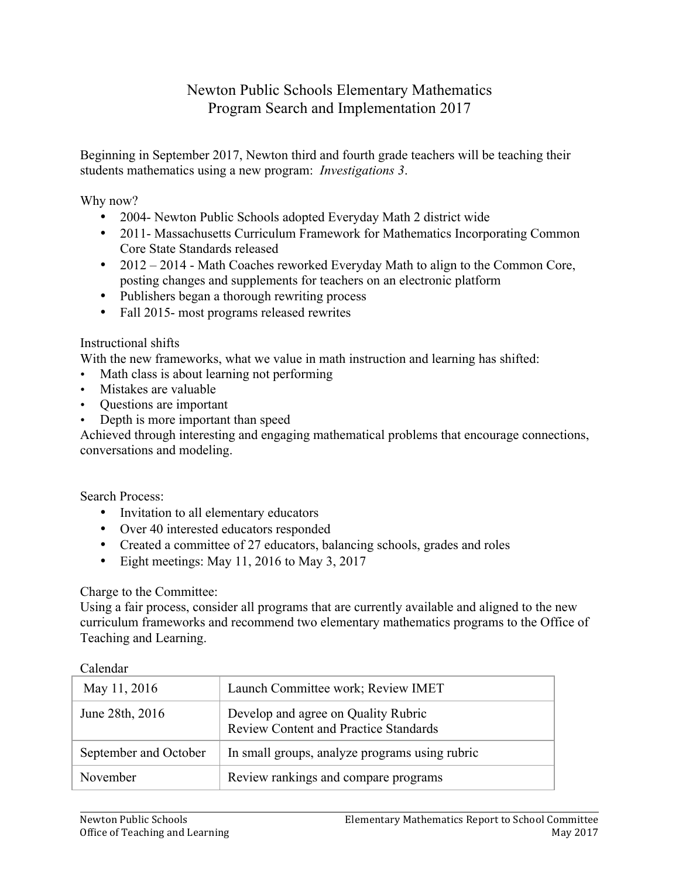# Newton Public Schools Elementary Mathematics
# Program Search and Implementation 2017

Beginning in September 2017, Newton third and fourth grade teachers will be teaching their students mathematics using a new program: *Investigations 3*.

Why now?

- 2004- Newton Public Schools adopted Everyday Math 2 district wide
- 2011- Massachusetts Curriculum Framework for Mathematics Incorporating Common Core State Standards released
- 2012 – 2014 - Math Coaches reworked Everyday Math to align to the Common Core, posting changes and supplements for teachers on an electronic platform
- Publishers began a thorough rewriting process
- Fall 2015- most programs released rewrites

Instructional shifts

With the new frameworks, what we value in math instruction and learning has shifted:

- Math class is about learning not performing
- Mistakes are valuable
- Questions are important
- Depth is more important than speed

Achieved through interesting and engaging mathematical problems that encourage connections, conversations and modeling.

Search Process:

- Invitation to all elementary educators
- Over 40 interested educators responded
- Created a committee of 27 educators, balancing schools, grades and roles
- Eight meetings: May 11, 2016 to May 3, 2017

Charge to the Committee:

Using a fair process, consider all programs that are currently available and aligned to the new curriculum frameworks and recommend two elementary mathematics programs to the Office of Teaching and Learning.

Calendar

| Date | Activity |
|---|---|
| May 11, 2016 | Launch Committee work; Review IMET |
| June 28th, 2016 | Develop and agree on Quality Rubric<br>Review Content and Practice Standards |
| September and October | In small groups, analyze programs using rubric |
| November | Review rankings and compare programs |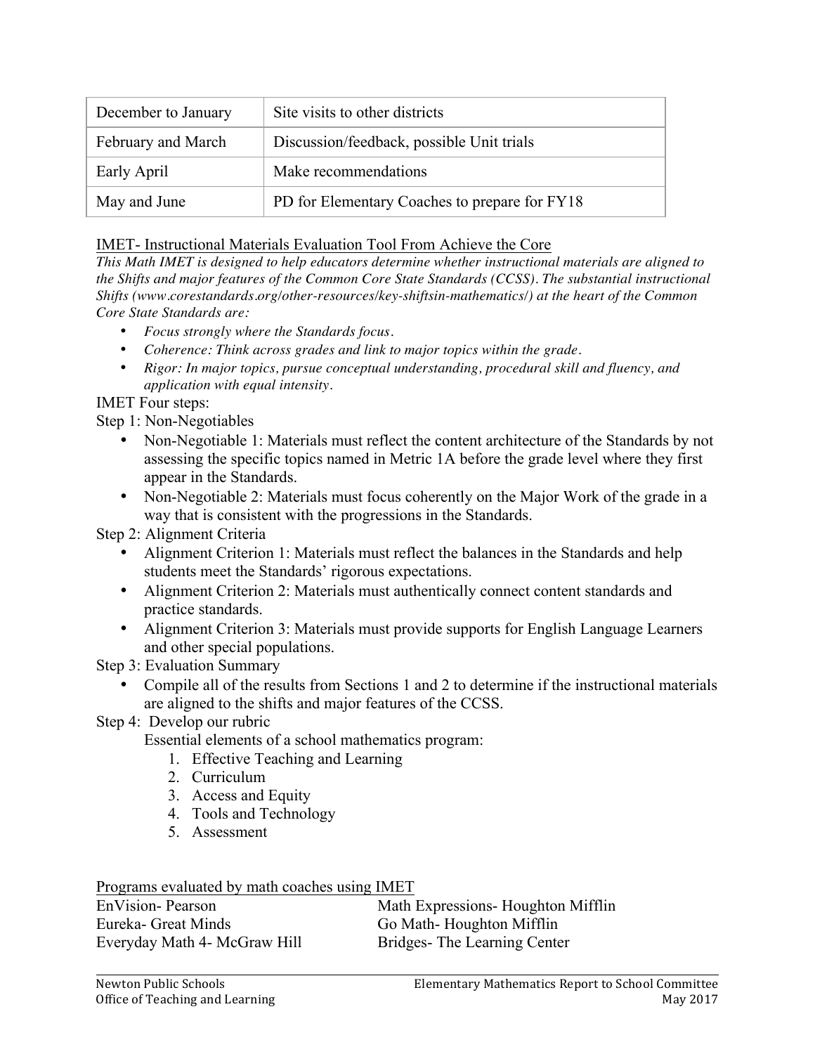| December to January | Site visits to other districts |
|---|---|
| February and March | Discussion/feedback, possible Unit trials |
| Early April | Make recommendations |
| May and June | PD for Elementary Coaches to prepare for FY18 |

<u>IMET- Instructional Materials Evaluation Tool From Achieve the Core</u>

*This Math IMET is designed to help educators determine whether instructional materials are aligned to the Shifts and major features of the Common Core State Standards (CCSS). The substantial instructional Shifts (www.corestandards.org/other-resources/key-shiftsin-mathematics/) at the heart of the Common Core State Standards are:*

- *Focus strongly where the Standards focus.*
- *Coherence: Think across grades and link to major topics within the grade.*
- *Rigor: In major topics, pursue conceptual understanding, procedural skill and fluency, and application with equal intensity.*

IMET Four steps:

Step 1: Non-Negotiables

- Non-Negotiable 1: Materials must reflect the content architecture of the Standards by not assessing the specific topics named in Metric 1A before the grade level where they first appear in the Standards.
- Non-Negotiable 2: Materials must focus coherently on the Major Work of the grade in a way that is consistent with the progressions in the Standards.

Step 2: Alignment Criteria

- Alignment Criterion 1: Materials must reflect the balances in the Standards and help students meet the Standards' rigorous expectations.
- Alignment Criterion 2: Materials must authentically connect content standards and practice standards.
- Alignment Criterion 3: Materials must provide supports for English Language Learners and other special populations.

Step 3: Evaluation Summary

- Compile all of the results from Sections 1 and 2 to determine if the instructional materials are aligned to the shifts and major features of the CCSS.

Step 4: Develop our rubric

Essential elements of a school mathematics program:

1. Effective Teaching and Learning
2. Curriculum
3. Access and Equity
4. Tools and Technology
5. Assessment

<u>Programs evaluated by math coaches using IMET</u>

EnVision- Pearson
Eureka- Great Minds
Everyday Math 4- McGraw Hill
Math Expressions- Houghton Mifflin
Go Math- Houghton Mifflin
Bridges- The Learning Center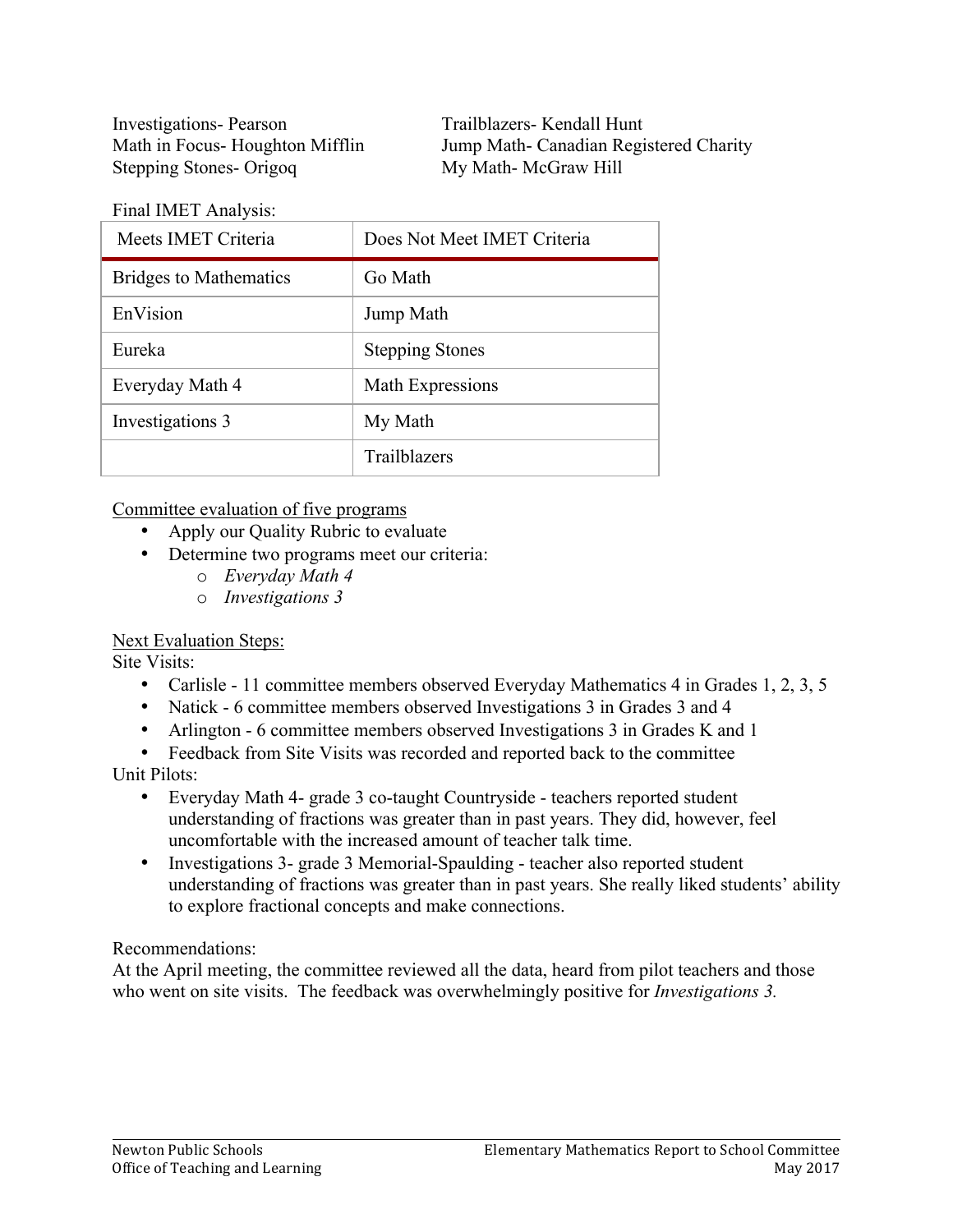Investigations- Pearson
Math in Focus- Houghton Mifflin
Stepping Stones- Origoq
Trailblazers- Kendall Hunt
Jump Math- Canadian Registered Charity
My Math- McGraw Hill

Final IMET Analysis:

| Meets IMET Criteria | Does Not Meet IMET Criteria |
|---|---|
| Bridges to Mathematics | Go Math |
| EnVision | Jump Math |
| Eureka | Stepping Stones |
| Everyday Math 4 | Math Expressions |
| Investigations 3 | My Math |
| | Trailblazers |

<u>Committee evaluation of five programs</u>

- Apply our Quality Rubric to evaluate
- Determine two programs meet our criteria:
  - *Everyday Math 4*
  - *Investigations 3*

<u>Next Evaluation Steps:</u>

Site Visits:

- Carlisle - 11 committee members observed Everyday Mathematics 4 in Grades 1, 2, 3, 5
- Natick - 6 committee members observed Investigations 3 in Grades 3 and 4
- Arlington - 6 committee members observed Investigations 3 in Grades K and 1
- Feedback from Site Visits was recorded and reported back to the committee

Unit Pilots:

- Everyday Math 4- grade 3 co-taught Countryside - teachers reported student understanding of fractions was greater than in past years. They did, however, feel uncomfortable with the increased amount of teacher talk time.
- Investigations 3- grade 3 Memorial-Spaulding - teacher also reported student understanding of fractions was greater than in past years. She really liked students' ability to explore fractional concepts and make connections.

Recommendations:

At the April meeting, the committee reviewed all the data, heard from pilot teachers and those who went on site visits. The feedback was overwhelmingly positive for *Investigations 3.*